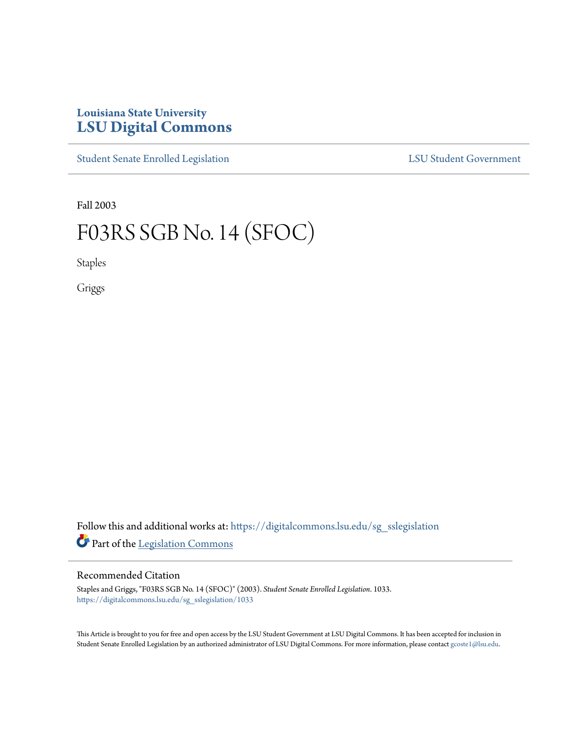Louisiana State University
# LSU Digital Commons

Student Senate Enrolled Legislation | LSU Student Government

Fall 2003

# F03RS SGB No. 14 (SFOC)

Staples

Griggs

Follow this and additional works at: https://digitalcommons.lsu.edu/sg_sslegislation

Part of the Legislation Commons

## Recommended Citation

Staples and Griggs, "F03RS SGB No. 14 (SFOC)" (2003). *Student Senate Enrolled Legislation*. 1033.
https://digitalcommons.lsu.edu/sg_sslegislation/1033

This Article is brought to you for free and open access by the LSU Student Government at LSU Digital Commons. It has been accepted for inclusion in Student Senate Enrolled Legislation by an authorized administrator of LSU Digital Commons. For more information, please contact gcoste1@lsu.edu.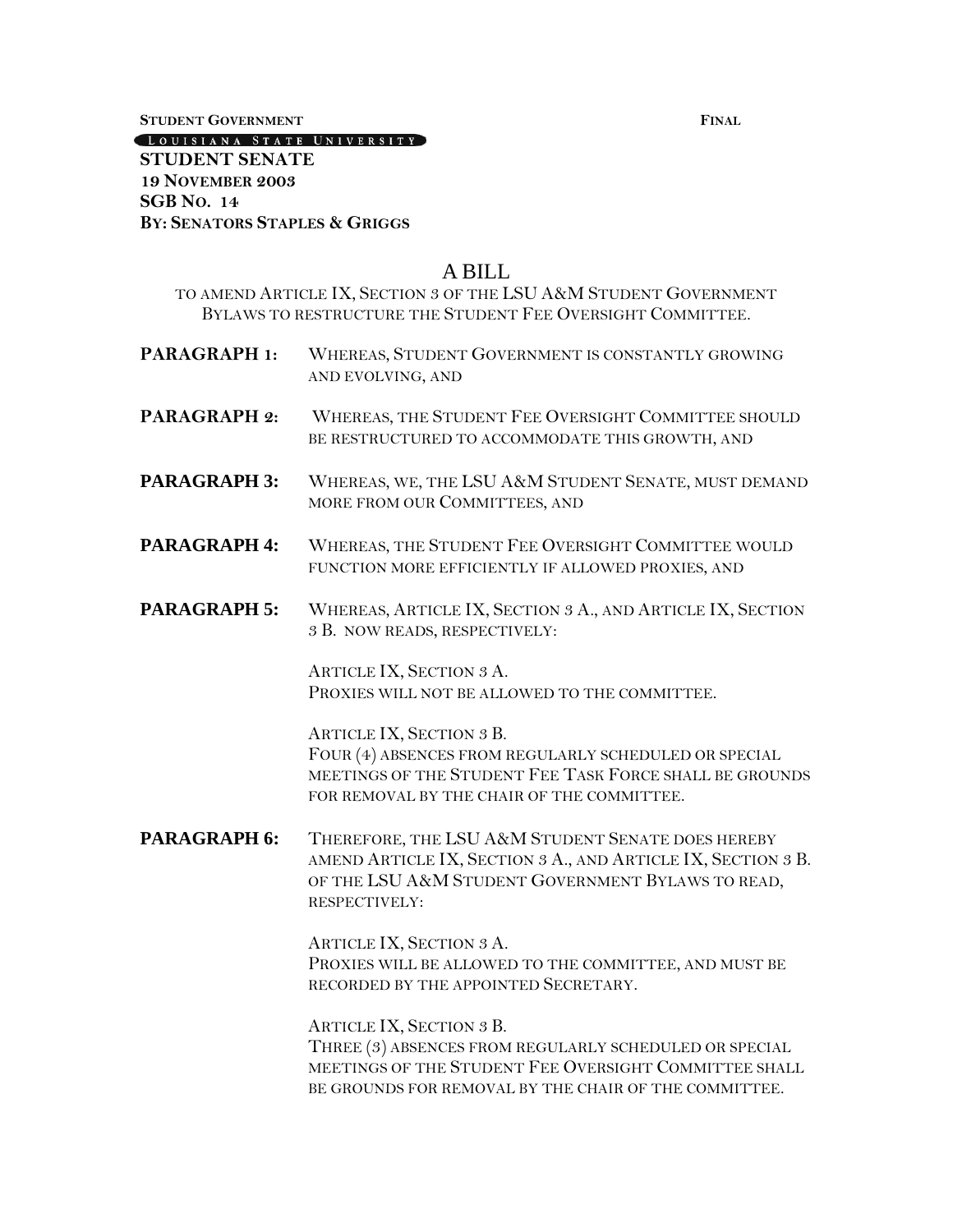**STUDENT GOVERNMENT** **FINAL**

LOUISIANA STATE UNIVERSITY

**STUDENT SENATE**
**19 NOVEMBER 2003**
**SGB NO. 14**
**BY: SENATORS STAPLES & GRIGGS**

# A BILL

TO AMEND ARTICLE IX, SECTION 3 OF THE LSU A&M STUDENT GOVERNMENT BYLAWS TO RESTRUCTURE THE STUDENT FEE OVERSIGHT COMMITTEE.

**PARAGRAPH 1:** WHEREAS, STUDENT GOVERNMENT IS CONSTANTLY GROWING AND EVOLVING, AND

**PARAGRAPH 2:** WHEREAS, THE STUDENT FEE OVERSIGHT COMMITTEE SHOULD BE RESTRUCTURED TO ACCOMMODATE THIS GROWTH, AND

**PARAGRAPH 3:** WHEREAS, WE, THE LSU A&M STUDENT SENATE, MUST DEMAND MORE FROM OUR COMMITTEES, AND

**PARAGRAPH 4:** WHEREAS, THE STUDENT FEE OVERSIGHT COMMITTEE WOULD FUNCTION MORE EFFICIENTLY IF ALLOWED PROXIES, AND

**PARAGRAPH 5:** WHEREAS, ARTICLE IX, SECTION 3 A., AND ARTICLE IX, SECTION 3 B. NOW READS, RESPECTIVELY:

ARTICLE IX, SECTION 3 A.
PROXIES WILL NOT BE ALLOWED TO THE COMMITTEE.

ARTICLE IX, SECTION 3 B.
FOUR (4) ABSENCES FROM REGULARLY SCHEDULED OR SPECIAL MEETINGS OF THE STUDENT FEE TASK FORCE SHALL BE GROUNDS FOR REMOVAL BY THE CHAIR OF THE COMMITTEE.

**PARAGRAPH 6:** THEREFORE, THE LSU A&M STUDENT SENATE DOES HEREBY AMEND ARTICLE IX, SECTION 3 A., AND ARTICLE IX, SECTION 3 B. OF THE LSU A&M STUDENT GOVERNMENT BYLAWS TO READ, RESPECTIVELY:

ARTICLE IX, SECTION 3 A.
PROXIES WILL BE ALLOWED TO THE COMMITTEE, AND MUST BE RECORDED BY THE APPOINTED SECRETARY.

ARTICLE IX, SECTION 3 B.
THREE (3) ABSENCES FROM REGULARLY SCHEDULED OR SPECIAL MEETINGS OF THE STUDENT FEE OVERSIGHT COMMITTEE SHALL BE GROUNDS FOR REMOVAL BY THE CHAIR OF THE COMMITTEE.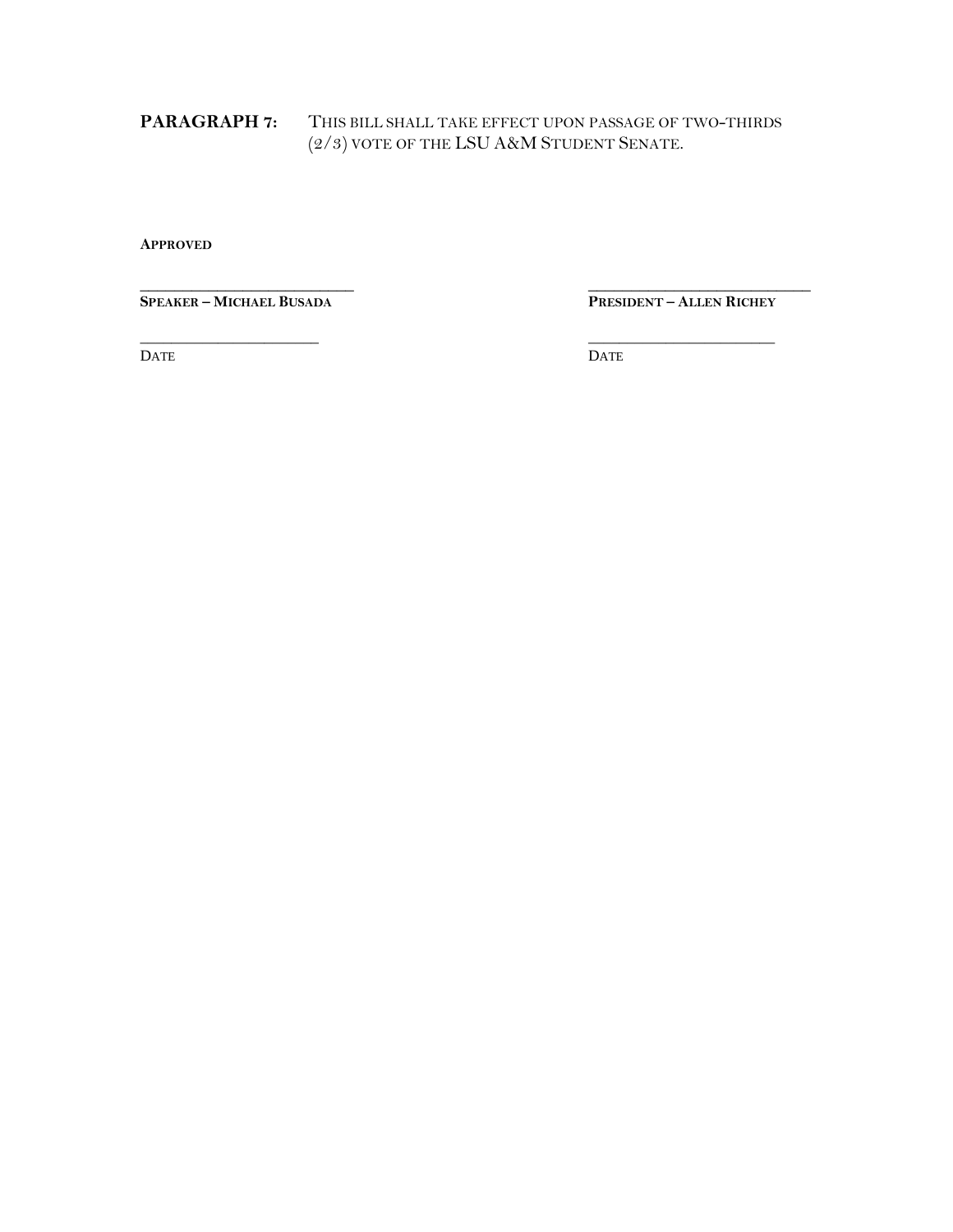**PARAGRAPH 7:** THIS BILL SHALL TAKE EFFECT UPON PASSAGE OF TWO-THIRDS (2/3) VOTE OF THE LSU A&M STUDENT SENATE.

**APPROVED**

\_\_\_\_\_\_\_\_\_\_\_\_\_\_\_\_\_\_\_\_\_\_\_\_\_\_\_\_
**SPEAKER – MICHAEL BUSADA**

\_\_\_\_\_\_\_\_\_\_\_\_\_\_\_\_\_\_\_\_\_\_\_\_
DATE

\_\_\_\_\_\_\_\_\_\_\_\_\_\_\_\_\_\_\_\_\_\_\_\_\_\_\_\_
**PRESIDENT – ALLEN RICHEY**

\_\_\_\_\_\_\_\_\_\_\_\_\_\_\_\_\_\_\_\_\_\_\_\_
DATE